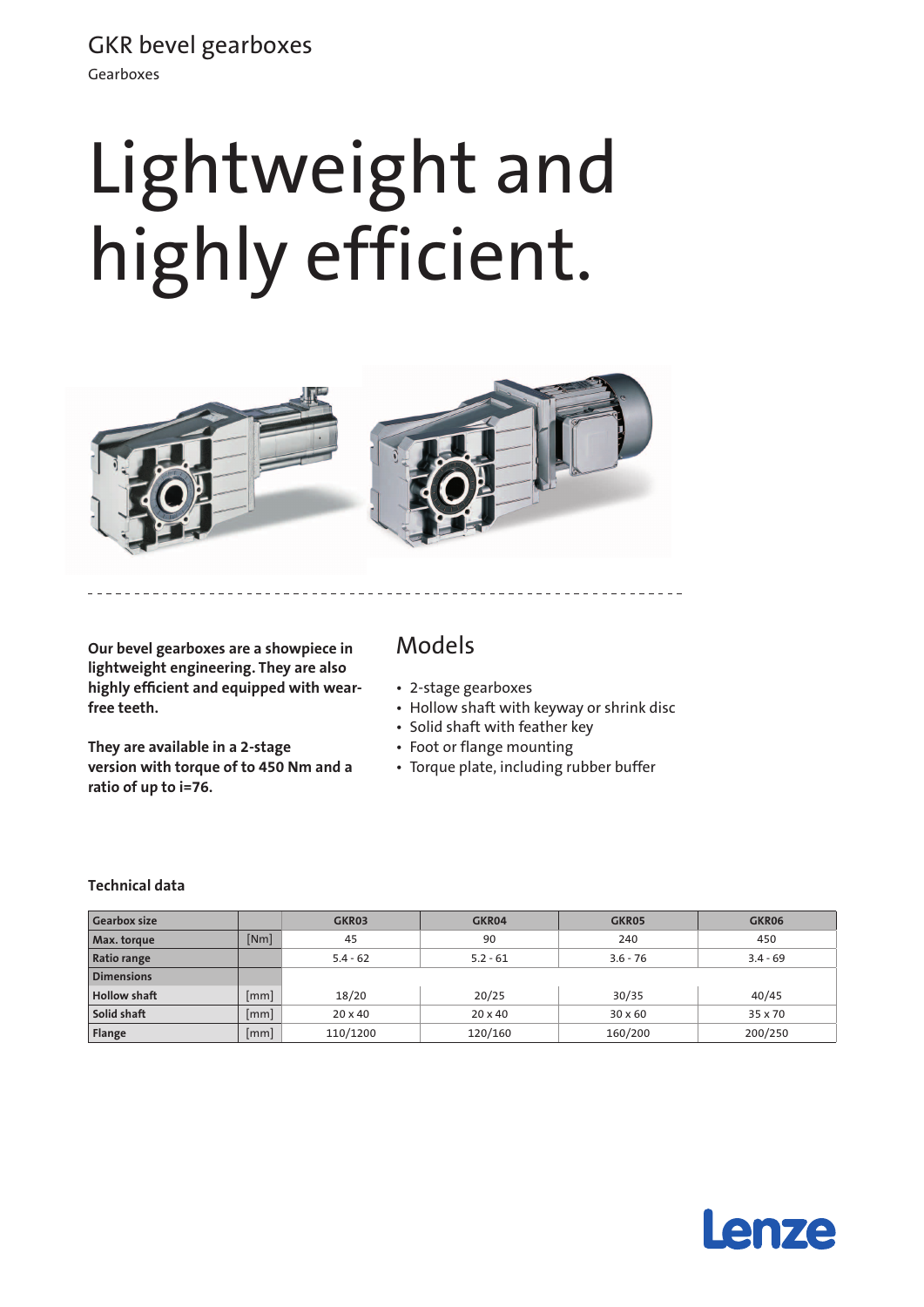# GKR bevel gearboxes

Gearboxes

# Lightweight and highly efficient.

**Our bevel gearboxes are a showpiece in lightweight engineering. They are also highly efficient and equipped with wear-free teeth.**

**They are available in a 2-stage version with torque of to 450 Nm and a ratio of up to i=76.**

## Models

- 2-stage gearboxes
- Hollow shaft with keyway or shrink disc
- Solid shaft with feather key
- Foot or flange mounting
- Torque plate, including rubber buffer

### Technical data

| Gearbox size | | GKR03 | GKR04 | GKR05 | GKR06 |
|---|---|---|---|---|---|
| Max. torque | [Nm] | 45 | 90 | 240 | 450 |
| Ratio range | | 5.4 - 62 | 5.2 - 61 | 3.6 - 76 | 3.4 - 69 |
| Dimensions | | | | | |
| Hollow shaft | [mm] | 18/20 | 20/25 | 30/35 | 40/45 |
| Solid shaft | [mm] | 20 x 40 | 20 x 40 | 30 x 60 | 35 x 70 |
| Flange | [mm] | 110/1200 | 120/160 | 160/200 | 200/250 |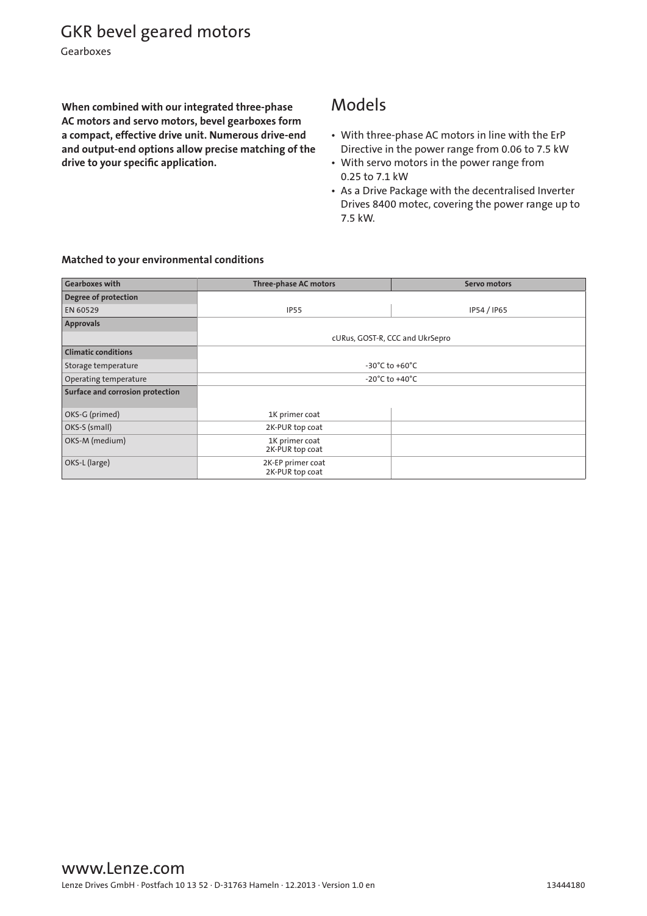# GKR bevel geared motors

Gearboxes

**When combined with our integrated three-phase AC motors and servo motors, bevel gearboxes form a compact, effective drive unit. Numerous drive-end and output-end options allow precise matching of the drive to your specific application.**

## Models

- With three-phase AC motors in line with the ErP Directive in the power range from 0.06 to 7.5 kW
- With servo motors in the power range from 0.25 to 7.1 kW
- As a Drive Package with the decentralised Inverter Drives 8400 motec, covering the power range up to 7.5 kW.

**Matched to your environmental conditions**

| Gearboxes with | Three-phase AC motors | Servo motors |
|---|---|---|
| **Degree of protection** | | |
| EN 60529 | IP55 | IP54 / IP65 |
| **Approvals** | | |
| | cURus, GOST-R, CCC and UkrSepro | |
| **Climatic conditions** | | |
| Storage temperature | -30°C to +60°C | |
| Operating temperature | -20°C to +40°C | |
| **Surface and corrosion protection** | | |
| OKS-G (primed) | 1K primer coat | |
| OKS-S (small) | 2K-PUR top coat | |
| OKS-M (medium) | 1K primer coat<br>2K-PUR top coat | |
| OKS-L (large) | 2K-EP primer coat<br>2K-PUR top coat | |

www.Lenze.com

Lenze Drives GmbH · Postfach 10 13 52 · D-31763 Hameln · 12.2013 · Version 1.0 en 13444180